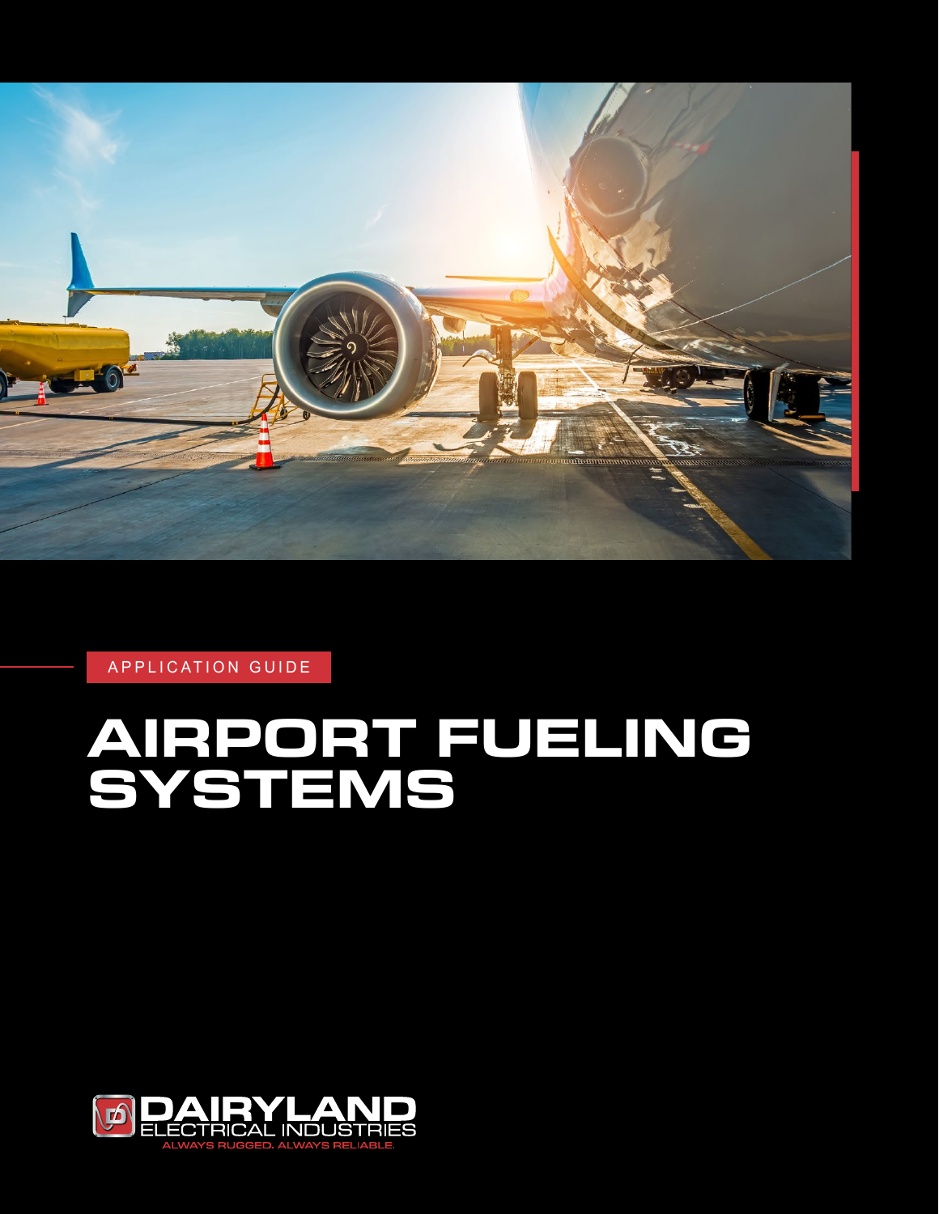APPLICATION GUIDE

# AIRPORT FUELING SYSTEMS

DAIRYLAND ELECTRICAL INDUSTRIES

ALWAYS RUGGED. ALWAYS RELIABLE.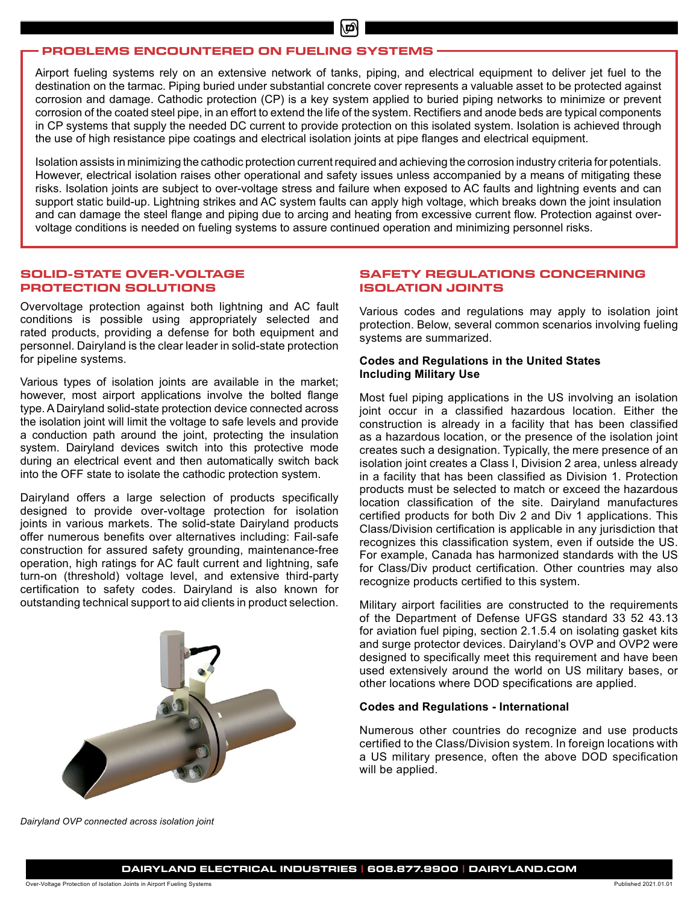## PROBLEMS ENCOUNTERED ON FUELING SYSTEMS

Airport fueling systems rely on an extensive network of tanks, piping, and electrical equipment to deliver jet fuel to the destination on the tarmac. Piping buried under substantial concrete cover represents a valuable asset to be protected against corrosion and damage. Cathodic protection (CP) is a key system applied to buried piping networks to minimize or prevent corrosion of the coated steel pipe, in an effort to extend the life of the system. Rectifiers and anode beds are typical components in CP systems that supply the needed DC current to provide protection on this isolated system. Isolation is achieved through the use of high resistance pipe coatings and electrical isolation joints at pipe flanges and electrical equipment.

Isolation assists in minimizing the cathodic protection current required and achieving the corrosion industry criteria for potentials. However, electrical isolation raises other operational and safety issues unless accompanied by a means of mitigating these risks. Isolation joints are subject to over-voltage stress and failure when exposed to AC faults and lightning events and can support static build-up. Lightning strikes and AC system faults can apply high voltage, which breaks down the joint insulation and can damage the steel flange and piping due to arcing and heating from excessive current flow. Protection against over-voltage conditions is needed on fueling systems to assure continued operation and minimizing personnel risks.

## SOLID-STATE OVER-VOLTAGE PROTECTION SOLUTIONS

Overvoltage protection against both lightning and AC fault conditions is possible using appropriately selected and rated products, providing a defense for both equipment and personnel. Dairyland is the clear leader in solid-state protection for pipeline systems.

Various types of isolation joints are available in the market; however, most airport applications involve the bolted flange type. A Dairyland solid-state protection device connected across the isolation joint will limit the voltage to safe levels and provide a conduction path around the joint, protecting the insulation system. Dairyland devices switch into this protective mode during an electrical event and then automatically switch back into the OFF state to isolate the cathodic protection system.

Dairyland offers a large selection of products specifically designed to provide over-voltage protection for isolation joints in various markets. The solid-state Dairyland products offer numerous benefits over alternatives including: Fail-safe construction for assured safety grounding, maintenance-free operation, high ratings for AC fault current and lightning, safe turn-on (threshold) voltage level, and extensive third-party certification to safety codes. Dairyland is also known for outstanding technical support to aid clients in product selection.

*Dairyland OVP connected across isolation joint*

## SAFETY REGULATIONS CONCERNING ISOLATION JOINTS

Various codes and regulations may apply to isolation joint protection. Below, several common scenarios involving fueling systems are summarized.

### Codes and Regulations in the United States Including Military Use

Most fuel piping applications in the US involving an isolation joint occur in a classified hazardous location. Either the construction is already in a facility that has been classified as a hazardous location, or the presence of the isolation joint creates such a designation. Typically, the mere presence of an isolation joint creates a Class I, Division 2 area, unless already in a facility that has been classified as Division 1. Protection products must be selected to match or exceed the hazardous location classification of the site. Dairyland manufactures certified products for both Div 2 and Div 1 applications. This Class/Division certification is applicable in any jurisdiction that recognizes this classification system, even if outside the US. For example, Canada has harmonized standards with the US for Class/Div product certification. Other countries may also recognize products certified to this system.

Military airport facilities are constructed to the requirements of the Department of Defense UFGS standard 33 52 43.13 for aviation fuel piping, section 2.1.5.4 on isolating gasket kits and surge protector devices. Dairyland's OVP and OVP2 were designed to specifically meet this requirement and have been used extensively around the world on US military bases, or other locations where DOD specifications are applied.

### Codes and Regulations - International

Numerous other countries do recognize and use products certified to the Class/Division system. In foreign locations with a US military presence, often the above DOD specification will be applied.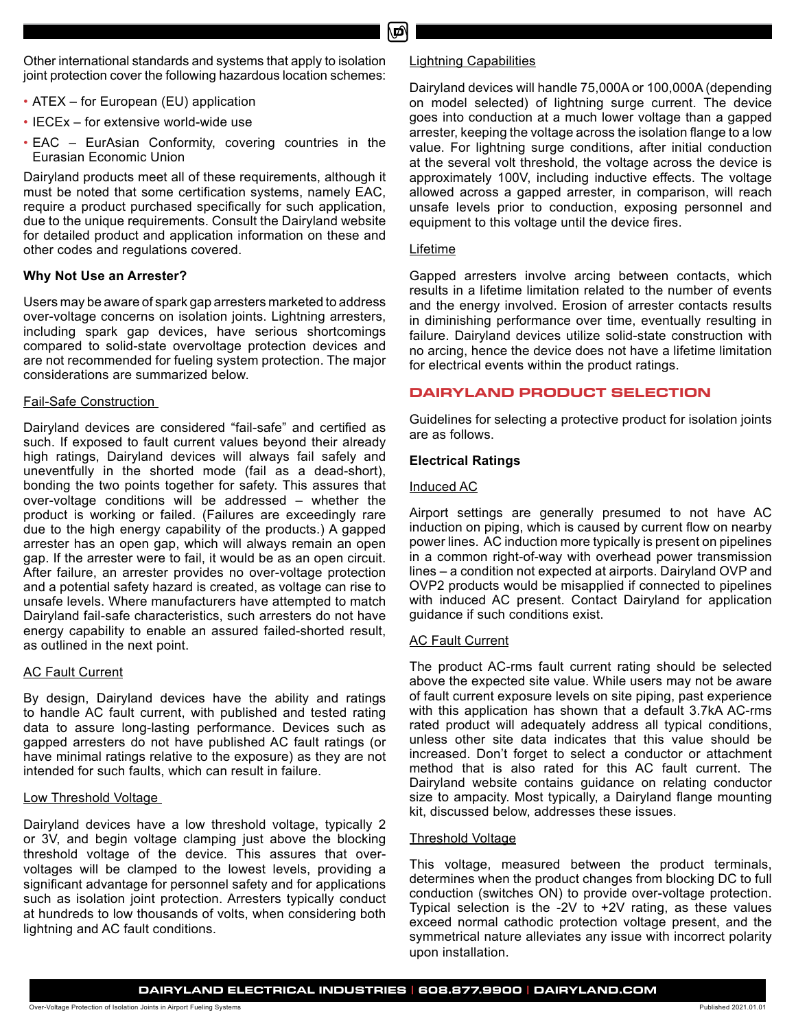Other international standards and systems that apply to isolation joint protection cover the following hazardous location schemes:

- ATEX – for European (EU) application
- IECEx – for extensive world-wide use
- EAC – EurAsian Conformity, covering countries in the Eurasian Economic Union

Dairyland products meet all of these requirements, although it must be noted that some certification systems, namely EAC, require a product purchased specifically for such application, due to the unique requirements. Consult the Dairyland website for detailed product and application information on these and other codes and regulations covered.

**Why Not Use an Arrester?**

Users may be aware of spark gap arresters marketed to address over-voltage concerns on isolation joints. Lightning arresters, including spark gap devices, have serious shortcomings compared to solid-state overvoltage protection devices and are not recommended for fueling system protection. The major considerations are summarized below.

Fail-Safe Construction

Dairyland devices are considered "fail-safe" and certified as such. If exposed to fault current values beyond their already high ratings, Dairyland devices will always fail safely and uneventfully in the shorted mode (fail as a dead-short), bonding the two points together for safety. This assures that over-voltage conditions will be addressed – whether the product is working or failed. (Failures are exceedingly rare due to the high energy capability of the products.) A gapped arrester has an open gap, which will always remain an open gap. If the arrester were to fail, it would be as an open circuit. After failure, an arrester provides no over-voltage protection and a potential safety hazard is created, as voltage can rise to unsafe levels. Where manufacturers have attempted to match Dairyland fail-safe characteristics, such arresters do not have energy capability to enable an assured failed-shorted result, as outlined in the next point.

AC Fault Current

By design, Dairyland devices have the ability and ratings to handle AC fault current, with published and tested rating data to assure long-lasting performance. Devices such as gapped arresters do not have published AC fault ratings (or have minimal ratings relative to the exposure) as they are not intended for such faults, which can result in failure.

Low Threshold Voltage

Dairyland devices have a low threshold voltage, typically 2 or 3V, and begin voltage clamping just above the blocking threshold voltage of the device. This assures that over-voltages will be clamped to the lowest levels, providing a significant advantage for personnel safety and for applications such as isolation joint protection. Arresters typically conduct at hundreds to low thousands of volts, when considering both lightning and AC fault conditions.

Lightning Capabilities

Dairyland devices will handle 75,000A or 100,000A (depending on model selected) of lightning surge current. The device goes into conduction at a much lower voltage than a gapped arrester, keeping the voltage across the isolation flange to a low value. For lightning surge conditions, after initial conduction at the several volt threshold, the voltage across the device is approximately 100V, including inductive effects. The voltage allowed across a gapped arrester, in comparison, will reach unsafe levels prior to conduction, exposing personnel and equipment to this voltage until the device fires.

Lifetime

Gapped arresters involve arcing between contacts, which results in a lifetime limitation related to the number of events and the energy involved. Erosion of arrester contacts results in diminishing performance over time, eventually resulting in failure. Dairyland devices utilize solid-state construction with no arcing, hence the device does not have a lifetime limitation for electrical events within the product ratings.

## DAIRYLAND PRODUCT SELECTION

Guidelines for selecting a protective product for isolation joints are as follows.

**Electrical Ratings**

Induced AC

Airport settings are generally presumed to not have AC induction on piping, which is caused by current flow on nearby power lines. AC induction more typically is present on pipelines in a common right-of-way with overhead power transmission lines – a condition not expected at airports. Dairyland OVP and OVP2 products would be misapplied if connected to pipelines with induced AC present. Contact Dairyland for application guidance if such conditions exist.

AC Fault Current

The product AC-rms fault current rating should be selected above the expected site value. While users may not be aware of fault current exposure levels on site piping, past experience with this application has shown that a default 3.7kA AC-rms rated product will adequately address all typical conditions, unless other site data indicates that this value should be increased. Don't forget to select a conductor or attachment method that is also rated for this AC fault current. The Dairyland website contains guidance on relating conductor size to ampacity. Most typically, a Dairyland flange mounting kit, discussed below, addresses these issues.

Threshold Voltage

This voltage, measured between the product terminals, determines when the product changes from blocking DC to full conduction (switches ON) to provide over-voltage protection. Typical selection is the -2V to +2V rating, as these values exceed normal cathodic protection voltage present, and the symmetrical nature alleviates any issue with incorrect polarity upon installation.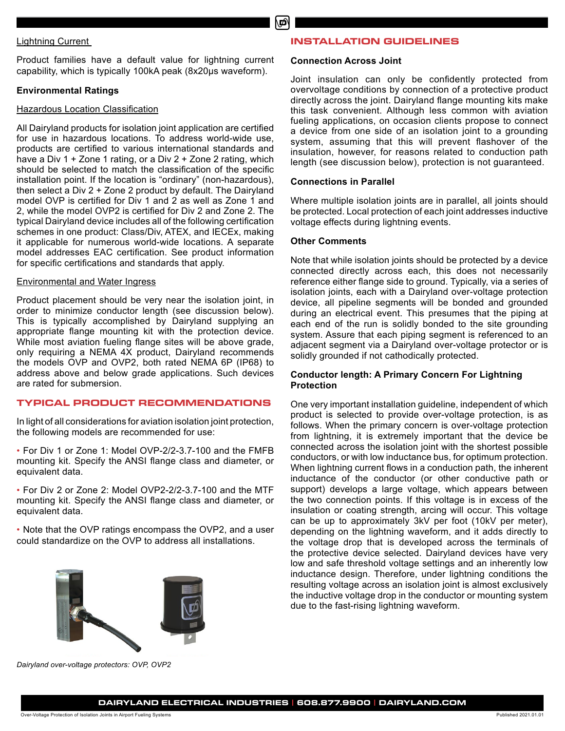Lightning Current

Product families have a default value for lightning current capability, which is typically 100kA peak (8x20µs waveform).

**Environmental Ratings**

Hazardous Location Classification

All Dairyland products for isolation joint application are certified for use in hazardous locations. To address world-wide use, products are certified to various international standards and have a Div 1 + Zone 1 rating, or a Div 2 + Zone 2 rating, which should be selected to match the classification of the specific installation point. If the location is “ordinary” (non-hazardous), then select a Div 2 + Zone 2 product by default. The Dairyland model OVP is certified for Div 1 and 2 as well as Zone 1 and 2, while the model OVP2 is certified for Div 2 and Zone 2. The typical Dairyland device includes all of the following certification schemes in one product: Class/Div, ATEX, and IECEx, making it applicable for numerous world-wide locations. A separate model addresses EAC certification. See product information for specific certifications and standards that apply.

Environmental and Water Ingress

Product placement should be very near the isolation joint, in order to minimize conductor length (see discussion below). This is typically accomplished by Dairyland supplying an appropriate flange mounting kit with the protection device. While most aviation fueling flange sites will be above grade, only requiring a NEMA 4X product, Dairyland recommends the models OVP and OVP2, both rated NEMA 6P (IP68) to address above and below grade applications. Such devices are rated for submersion.

## TYPICAL PRODUCT RECOMMENDATIONS

In light of all considerations for aviation isolation joint protection, the following models are recommended for use:

- For Div 1 or Zone 1: Model OVP-2/2-3.7-100 and the FMFB mounting kit. Specify the ANSI flange class and diameter, or equivalent data.
- For Div 2 or Zone 2: Model OVP2-2/2-3.7-100 and the MTF mounting kit. Specify the ANSI flange class and diameter, or equivalent data.
- Note that the OVP ratings encompass the OVP2, and a user could standardize on the OVP to address all installations.

*Dairyland over-voltage protectors: OVP, OVP2*

## INSTALLATION GUIDELINES

**Connection Across Joint**

Joint insulation can only be confidently protected from overvoltage conditions by connection of a protective product directly across the joint. Dairyland flange mounting kits make this task convenient. Although less common with aviation fueling applications, on occasion clients propose to connect a device from one side of an isolation joint to a grounding system, assuming that this will prevent flashover of the insulation, however, for reasons related to conduction path length (see discussion below), protection is not guaranteed.

**Connections in Parallel**

Where multiple isolation joints are in parallel, all joints should be protected. Local protection of each joint addresses inductive voltage effects during lightning events.

**Other Comments**

Note that while isolation joints should be protected by a device connected directly across each, this does not necessarily reference either flange side to ground. Typically, via a series of isolation joints, each with a Dairyland over-voltage protection device, all pipeline segments will be bonded and grounded during an electrical event. This presumes that the piping at each end of the run is solidly bonded to the site grounding system. Assure that each piping segment is referenced to an adjacent segment via a Dairyland over-voltage protector or is solidly grounded if not cathodically protected.

**Conductor length: A Primary Concern For Lightning Protection**

One very important installation guideline, independent of which product is selected to provide over-voltage protection, is as follows. When the primary concern is over-voltage protection from lightning, it is extremely important that the device be connected across the isolation joint with the shortest possible conductors, or with low inductance bus, for optimum protection. When lightning current flows in a conduction path, the inherent inductance of the conductor (or other conductive path or support) develops a large voltage, which appears between the two connection points. If this voltage is in excess of the insulation or coating strength, arcing will occur. This voltage can be up to approximately 3kV per foot (10kV per meter), depending on the lightning waveform, and it adds directly to the voltage drop that is developed across the terminals of the protective device selected. Dairyland devices have very low and safe threshold voltage settings and an inherently low inductance design. Therefore, under lightning conditions the resulting voltage across an isolation joint is almost exclusively the inductive voltage drop in the conductor or mounting system due to the fast-rising lightning waveform.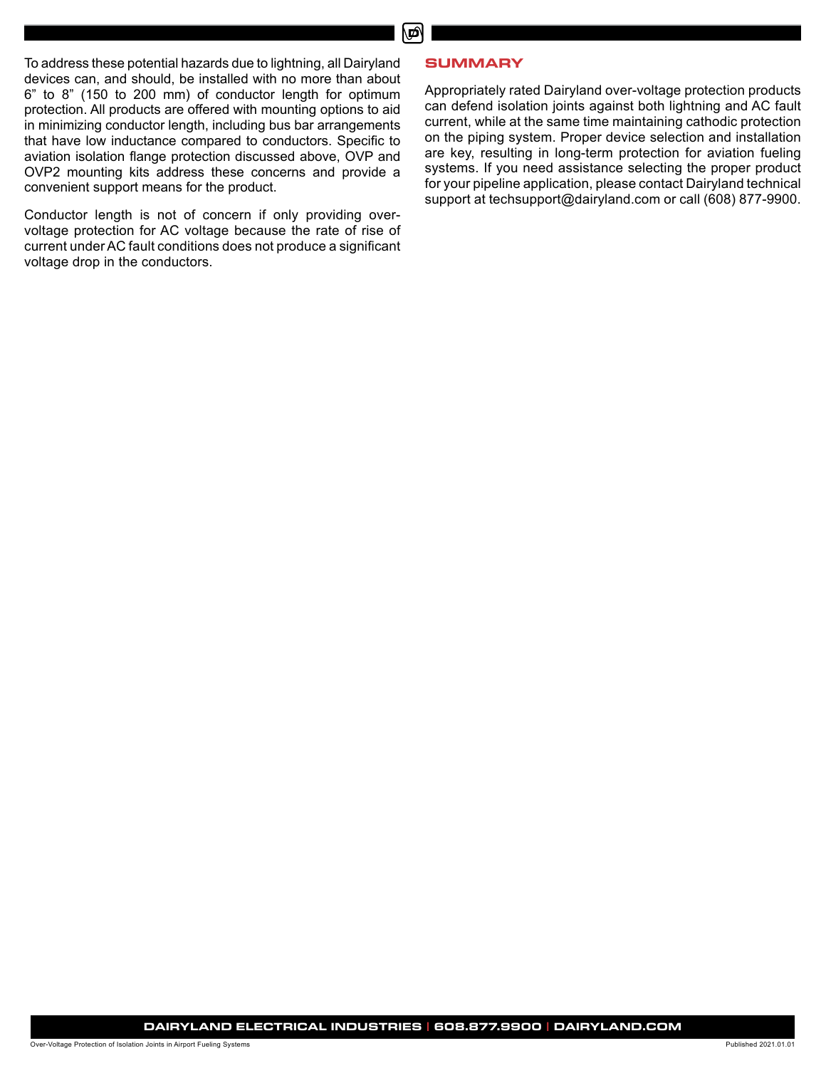To address these potential hazards due to lightning, all Dairyland devices can, and should, be installed with no more than about 6" to 8" (150 to 200 mm) of conductor length for optimum protection. All products are offered with mounting options to aid in minimizing conductor length, including bus bar arrangements that have low inductance compared to conductors. Specific to aviation isolation flange protection discussed above, OVP and OVP2 mounting kits address these concerns and provide a convenient support means for the product.

Conductor length is not of concern if only providing over-voltage protection for AC voltage because the rate of rise of current under AC fault conditions does not produce a significant voltage drop in the conductors.

## SUMMARY

Appropriately rated Dairyland over-voltage protection products can defend isolation joints against both lightning and AC fault current, while at the same time maintaining cathodic protection on the piping system. Proper device selection and installation are key, resulting in long-term protection for aviation fueling systems. If you need assistance selecting the proper product for your pipeline application, please contact Dairyland technical support at techsupport@dairyland.com or call (608) 877-9900.